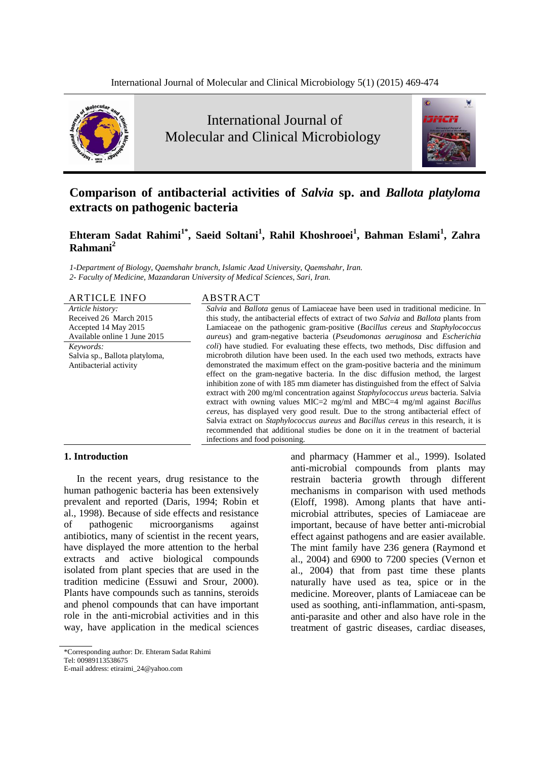# Comparison of antibacterial activities of *Salvia* sp. and *Ballota platyloma* extracts on pathogenic bacteria

**Ehteram Sadat Rahimi[1*], Saeid Soltani[1], Rahil Khoshrooei[1], Bahman Eslami[1], Zahra Rahmani[2]**

*1-Department of Biology, Qaemshahr branch, Islamic Azad University, Qaemshahr, Iran.*
*2- Faculty of Medicine, Mazandaran University of Medical Sciences, Sari, Iran.*

## ARTICLE INFO

*Article history:*
Received 26 March 2015
Accepted 14 May 2015
Available online 1 June 2015

*Keywords:*
Salvia sp., Ballota platyloma, Antibacterial activity

## ABSTRACT

*Salvia* and *Ballota* genus of Lamiaceae have been used in traditional medicine. In this study, the antibacterial effects of extract of two *Salvia* and *Ballota* plants from Lamiaceae on the pathogenic gram-positive (*Bacillus cereus* and *Staphylococcus aureus*) and gram-negative bacteria (*Pseudomonas aeruginosa* and *Escherichia coli*) have studied. For evaluating these effects, two methods, Disc diffusion and microbroth dilution have been used. In the each used two methods, extracts have demonstrated the maximum effect on the gram-positive bacteria and the minimum effect on the gram-negative bacteria. In the disc diffusion method, the largest inhibition zone of with 185 mm diameter has distinguished from the effect of Salvia extract with 200 mg/ml concentration against *Staphylococcus ureus* bacteria. Salvia extract with owning values MIC=2 mg/ml and MBC=4 mg/ml against *Bacillus cereus*, has displayed very good result. Due to the strong antibacterial effect of Salvia extract on *Staphylococcus aureus* and *Bacillus cereus* in this research, it is recommended that additional studies be done on it in the treatment of bacterial infections and food poisoning.

## 1. Introduction

In the recent years, drug resistance to the human pathogenic bacteria has been extensively prevalent and reported (Daris, 1994; Robin et al., 1998). Because of side effects and resistance of pathogenic microorganisms against antibiotics, many of scientist in the recent years, have displayed the more attention to the herbal extracts and active biological compounds isolated from plant species that are used in the tradition medicine (Essuwi and Srour, 2000). Plants have compounds such as tannins, steroids and phenol compounds that can have important role in the anti-microbial activities and in this way, have application in the medical sciences and pharmacy (Hammer et al., 1999). Isolated anti-microbial compounds from plants may restrain bacteria growth through different mechanisms in comparison with used methods (Eloff, 1998). Among plants that have anti-microbial attributes, species of Lamiaceae are important, because of have better anti-microbial effect against pathogens and are easier available. The mint family have 236 genera (Raymond et al., 2004) and 6900 to 7200 species (Vernon et al., 2004) that from past time these plants naturally have used as tea, spice or in the medicine. Moreover, plants of Lamiaceae can be used as soothing, anti-inflammation, anti-spasm, anti-parasite and other and also have role in the treatment of gastric diseases, cardiac diseases,

*Corresponding author: Dr. Ehteram Sadat Rahimi
Tel: 00989113538675
E-mail address: etiraimi_24@yahoo.com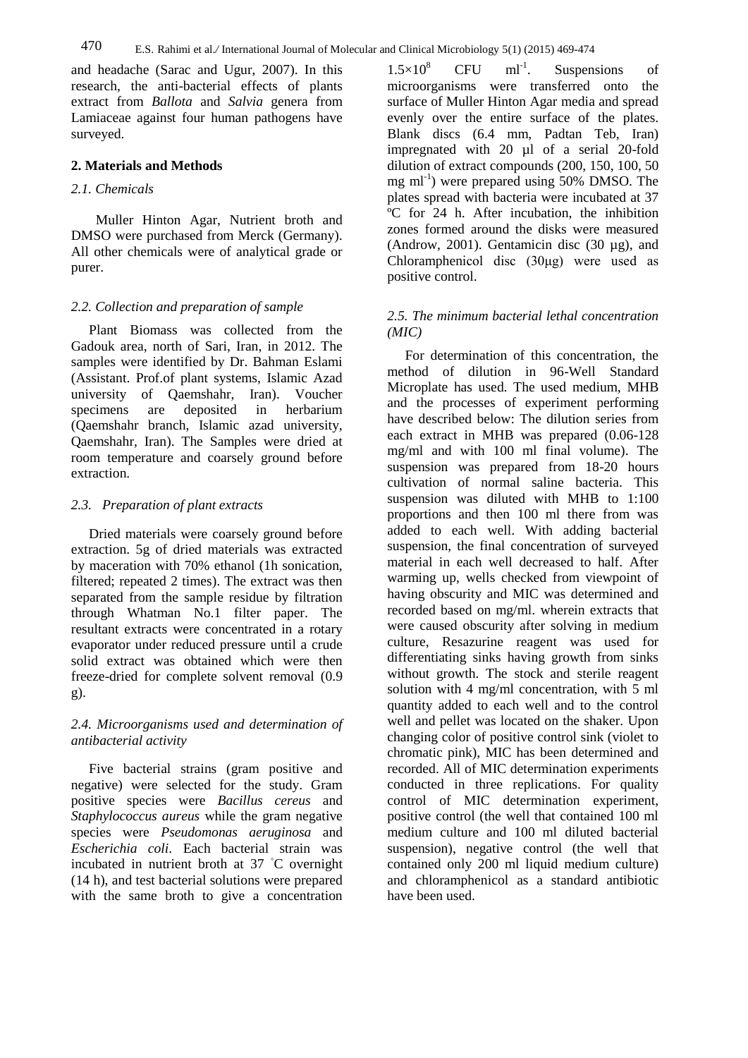and headache (Sarac and Ugur, 2007). In this research, the anti-bacterial effects of plants extract from *Ballota* and *Salvia* genera from Lamiaceae against four human pathogens have surveyed.

## 2. Materials and Methods

### *2.1. Chemicals*

Muller Hinton Agar, Nutrient broth and DMSO were purchased from Merck (Germany). All other chemicals were of analytical grade or purer.

### *2.2. Collection and preparation of sample*

Plant Biomass was collected from the Gadouk area, north of Sari, Iran, in 2012. The samples were identified by Dr. Bahman Eslami (Assistant. Prof.of plant systems, Islamic Azad university of Qaemshahr, Iran). Voucher specimens are deposited in herbarium (Qaemshahr branch, Islamic azad university, Qaemshahr, Iran). The Samples were dried at room temperature and coarsely ground before extraction.

### *2.3. Preparation of plant extracts*

Dried materials were coarsely ground before extraction. 5g of dried materials was extracted by maceration with 70% ethanol (1h sonication, filtered; repeated 2 times). The extract was then separated from the sample residue by filtration through Whatman No.1 filter paper. The resultant extracts were concentrated in a rotary evaporator under reduced pressure until a crude solid extract was obtained which were then freeze-dried for complete solvent removal (0.9 g).

### *2.4. Microorganisms used and determination of antibacterial activity*

Five bacterial strains (gram positive and negative) were selected for the study. Gram positive species were *Bacillus cereus* and *Staphylococcus aureus* while the gram negative species were *Pseudomonas aeruginosa* and *Escherichia coli*. Each bacterial strain was incubated in nutrient broth at 37 °C overnight (14 h), and test bacterial solutions were prepared with the same broth to give a concentration $1.5\times10^{8}$ CFU $ml^{-1}$. Suspensions of microorganisms were transferred onto the surface of Muller Hinton Agar media and spread evenly over the entire surface of the plates. Blank discs (6.4 mm, Padtan Teb, Iran) impregnated with 20 µl of a serial 20-fold dilution of extract compounds (200, 150, 100, 50 mg $ml^{-1}$) were prepared using 50% DMSO. The plates spread with bacteria were incubated at 37 ºC for 24 h. After incubation, the inhibition zones formed around the disks were measured (Androw, 2001). Gentamicin disc (30 µg), and Chloramphenicol disc (30µg) were used as positive control.

### *2.5. The minimum bacterial lethal concentration (MIC)*

For determination of this concentration, the method of dilution in 96-Well Standard Microplate has used. The used medium, MHB and the processes of experiment performing have described below: The dilution series from each extract in MHB was prepared (0.06-128 mg/ml and with 100 ml final volume). The suspension was prepared from 18-20 hours cultivation of normal saline bacteria. This suspension was diluted with MHB to 1:100 proportions and then 100 ml there from was added to each well. With adding bacterial suspension, the final concentration of surveyed material in each well decreased to half. After warming up, wells checked from viewpoint of having obscurity and MIC was determined and recorded based on mg/ml. wherein extracts that were caused obscurity after solving in medium culture, Resazurine reagent was used for differentiating sinks having growth from sinks without growth. The stock and sterile reagent solution with 4 mg/ml concentration, with 5 ml quantity added to each well and to the control well and pellet was located on the shaker. Upon changing color of positive control sink (violet to chromatic pink), MIC has been determined and recorded. All of MIC determination experiments conducted in three replications. For quality control of MIC determination experiment, positive control (the well that contained 100 ml medium culture and 100 ml diluted bacterial suspension), negative control (the well that contained only 200 ml liquid medium culture) and chloramphenicol as a standard antibiotic have been used.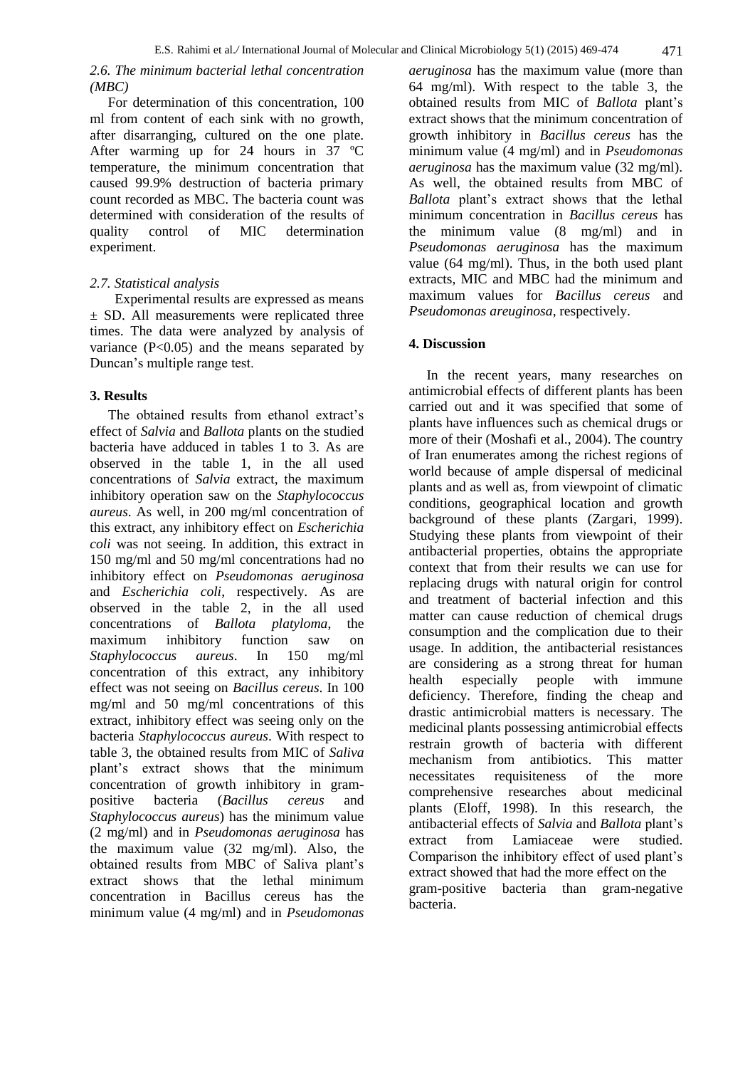### 2.6. The minimum bacterial lethal concentration (MBC)

For determination of this concentration, 100 ml from content of each sink with no growth, after disarranging, cultured on the one plate. After warming up for 24 hours in 37 ºC temperature, the minimum concentration that caused 99.9% destruction of bacteria primary count recorded as MBC. The bacteria count was determined with consideration of the results of quality control of MIC determination experiment.

### 2.7. Statistical analysis

Experimental results are expressed as means ± SD. All measurements were replicated three times. The data were analyzed by analysis of variance ($P<0.05$) and the means separated by Duncan's multiple range test.

## 3. Results

The obtained results from ethanol extract's effect of *Salvia* and *Ballota* plants on the studied bacteria have adduced in tables 1 to 3. As are observed in the table 1, in the all used concentrations of *Salvia* extract, the maximum inhibitory operation saw on the *Staphylococcus aureus*. As well, in 200 mg/ml concentration of this extract, any inhibitory effect on *Escherichia coli* was not seeing. In addition, this extract in 150 mg/ml and 50 mg/ml concentrations had no inhibitory effect on *Pseudomonas aeruginosa* and *Escherichia coli*, respectively. As are observed in the table 2, in the all used concentrations of *Ballota platyloma*, the maximum inhibitory function saw on *Staphylococcus aureus*. In 150 mg/ml concentration of this extract, any inhibitory effect was not seeing on *Bacillus cereus*. In 100 mg/ml and 50 mg/ml concentrations of this extract, inhibitory effect was seeing only on the bacteria *Staphylococcus aureus*. With respect to table 3, the obtained results from MIC of *Saliva* plant's extract shows that the minimum concentration of growth inhibitory in gram-positive bacteria (*Bacillus cereus* and *Staphylococcus aureus*) has the minimum value (2 mg/ml) and in *Pseudomonas aeruginosa* has the maximum value (32 mg/ml). Also, the obtained results from MBC of Saliva plant's extract shows that the lethal minimum concentration in Bacillus cereus has the minimum value (4 mg/ml) and in *Pseudomonas aeruginosa* has the maximum value (more than 64 mg/ml). With respect to the table 3, the obtained results from MIC of *Ballota* plant's extract shows that the minimum concentration of growth inhibitory in *Bacillus cereus* has the minimum value (4 mg/ml) and in *Pseudomonas aeruginosa* has the maximum value (32 mg/ml). As well, the obtained results from MBC of *Ballota* plant's extract shows that the lethal minimum concentration in *Bacillus cereus* has the minimum value (8 mg/ml) and in *Pseudomonas aeruginosa* has the maximum value (64 mg/ml). Thus, in the both used plant extracts, MIC and MBC had the minimum and maximum values for *Bacillus cereus* and *Pseudomonas areuginosa*, respectively.

## 4. Discussion

In the recent years, many researches on antimicrobial effects of different plants has been carried out and it was specified that some of plants have influences such as chemical drugs or more of their (Moshafi et al., 2004). The country of Iran enumerates among the richest regions of world because of ample dispersal of medicinal plants and as well as, from viewpoint of climatic conditions, geographical location and growth background of these plants (Zargari, 1999). Studying these plants from viewpoint of their antibacterial properties, obtains the appropriate context that from their results we can use for replacing drugs with natural origin for control and treatment of bacterial infection and this matter can cause reduction of chemical drugs consumption and the complication due to their usage. In addition, the antibacterial resistances are considering as a strong threat for human health especially people with immune deficiency. Therefore, finding the cheap and drastic antimicrobial matters is necessary. The medicinal plants possessing antimicrobial effects restrain growth of bacteria with different mechanism from antibiotics. This matter necessitates requisiteness of the more comprehensive researches about medicinal plants (Eloff, 1998). In this research, the antibacterial effects of *Salvia* and *Ballota* plant's extract from Lamiaceae were studied. Comparison the inhibitory effect of used plant's extract showed that had the more effect on the gram-positive bacteria than gram-negative bacteria.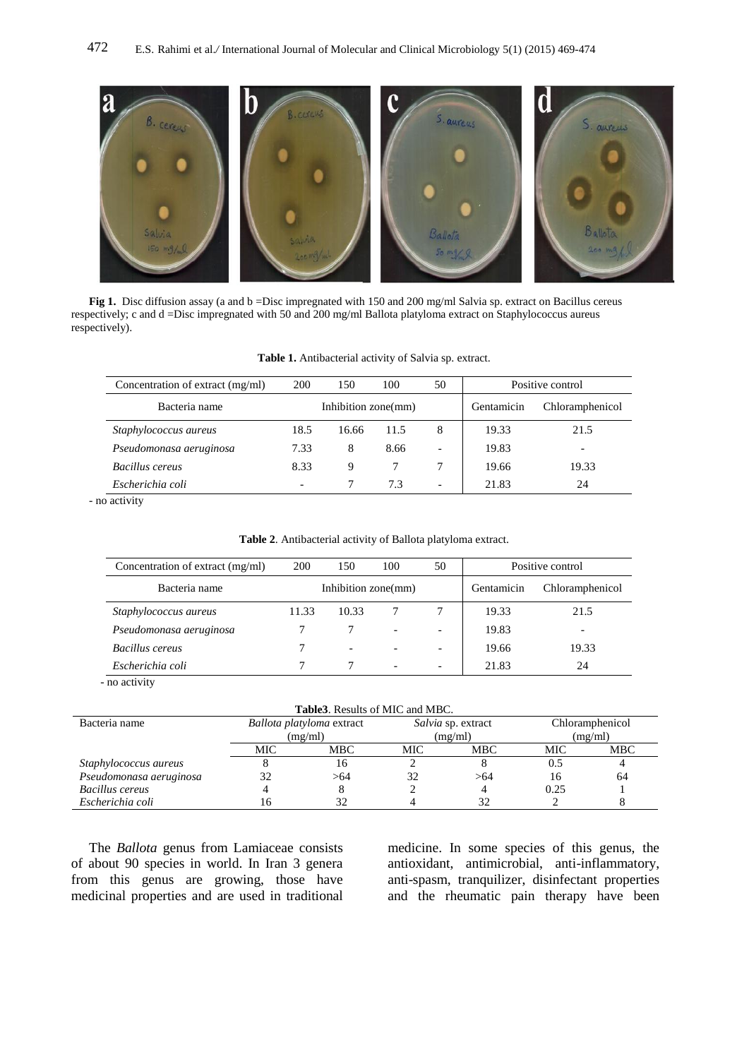**Fig 1.** Disc diffusion assay (a and b =Disc impregnated with 150 and 200 mg/ml Salvia sp. extract on Bacillus cereus respectively; c and d =Disc impregnated with 50 and 200 mg/ml Ballota platyloma extract on Staphylococcus aureus respectively).

**Table 1.** Antibacterial activity of Salvia sp. extract.

| Concentration of extract (mg/ml) | 200 | 150 | 100 | 50 | Positive control | |
|---|---|---|---|---|---|---|
| Bacteria name | Inhibition zone(mm) | | | | Gentamicin | Chloramphenicol |
| *Staphylococcus aureus* | 18.5 | 16.66 | 11.5 | 8 | 19.33 | 21.5 |
| *Pseudomonasa aeruginosa* | 7.33 | 8 | 8.66 | - | 19.83 | - |
| *Bacillus cereus* | 8.33 | 9 | 7 | 7 | 19.66 | 19.33 |
| *Escherichia coli* | - | 7 | 7.3 | - | 21.83 | 24 |

- no activity

**Table 2**. Antibacterial activity of Ballota platyloma extract.

| Concentration of extract (mg/ml) | 200 | 150 | 100 | 50 | Positive control | |
|---|---|---|---|---|---|---|
| Bacteria name | Inhibition zone(mm) | | | | Gentamicin | Chloramphenicol |
| *Staphylococcus aureus* | 11.33 | 10.33 | 7 | 7 | 19.33 | 21.5 |
| *Pseudomonasa aeruginosa* | 7 | 7 | - | - | 19.83 | - |
| *Bacillus cereus* | 7 | - | - | - | 19.66 | 19.33 |
| *Escherichia coli* | 7 | 7 | - | - | 21.83 | 24 |

- no activity

**Table3**. Results of MIC and MBC.

| Bacteria name | *Ballota platyloma* extract (mg/ml) | | *Salvia* sp. extract (mg/ml) | | Chloramphenicol (mg/ml) | |
|---|---|---|---|---|---|---|
| | MIC | MBC | MIC | MBC | MIC | MBC |
| *Staphylococcus aureus* | 8 | 16 | 2 | 8 | 0.5 | 4 |
| *Pseudomonasa aeruginosa* | 32 | >64 | 32 | >64 | 16 | 64 |
| *Bacillus cereus* | 4 | 8 | 2 | 4 | 0.25 | 1 |
| *Escherichia coli* | 16 | 32 | 4 | 32 | 2 | 8 |

The *Ballota* genus from Lamiaceae consists of about 90 species in world. In Iran 3 genera from this genus are growing, those have medicinal properties and are used in traditional medicine. In some species of this genus, the antioxidant, antimicrobial, anti-inflammatory, anti-spasm, tranquilizer, disinfectant properties and the rheumatic pain therapy have been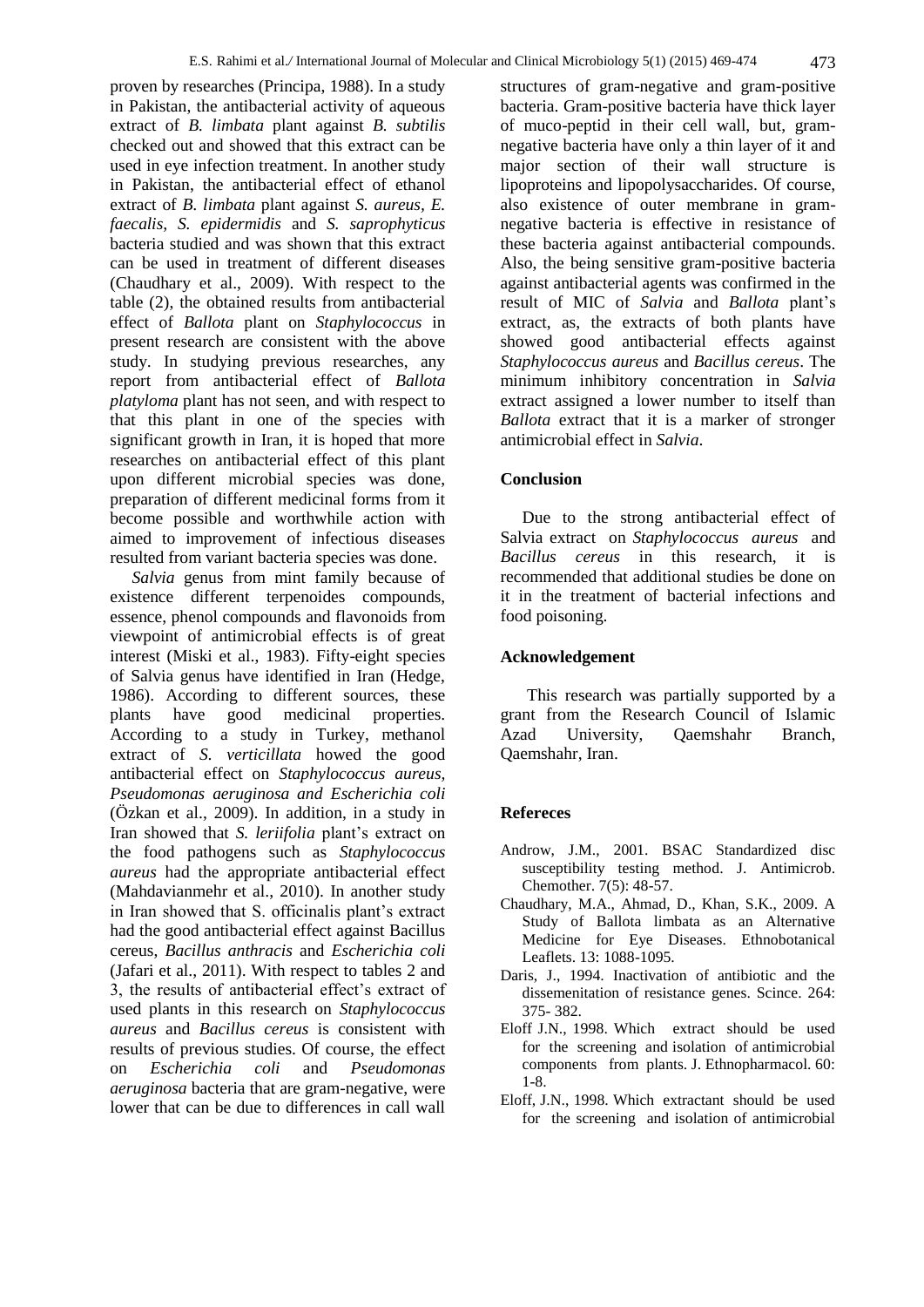proven by researches (Principa, 1988). In a study in Pakistan, the antibacterial activity of aqueous extract of *B. limbata* plant against *B. subtilis* checked out and showed that this extract can be used in eye infection treatment. In another study in Pakistan, the antibacterial effect of ethanol extract of *B. limbata* plant against *S. aureus, E. faecalis, S. epidermidis* and *S. saprophyticus* bacteria studied and was shown that this extract can be used in treatment of different diseases (Chaudhary et al., 2009). With respect to the table (2), the obtained results from antibacterial effect of *Ballota* plant on *Staphylococcus* in present research are consistent with the above study. In studying previous researches, any report from antibacterial effect of *Ballota platyloma* plant has not seen, and with respect to that this plant in one of the species with significant growth in Iran, it is hoped that more researches on antibacterial effect of this plant upon different microbial species was done, preparation of different medicinal forms from it become possible and worthwhile action with aimed to improvement of infectious diseases resulted from variant bacteria species was done.

*Salvia* genus from mint family because of existence different terpenoides compounds, essence, phenol compounds and flavonoids from viewpoint of antimicrobial effects is of great interest (Miski et al., 1983). Fifty-eight species of Salvia genus have identified in Iran (Hedge, 1986). According to different sources, these plants have good medicinal properties. According to a study in Turkey, methanol extract of *S. verticillata* howed the good antibacterial effect on *Staphylococcus aureus, Pseudomonas aeruginosa and Escherichia coli* (Özkan et al., 2009). In addition, in a study in Iran showed that *S. leriifolia* plant's extract on the food pathogens such as *Staphylococcus aureus* had the appropriate antibacterial effect (Mahdavianmehr et al., 2010). In another study in Iran showed that S. officinalis plant's extract had the good antibacterial effect against Bacillus cereus, *Bacillus anthracis* and *Escherichia coli* (Jafari et al., 2011). With respect to tables 2 and 3, the results of antibacterial effect's extract of used plants in this research on *Staphylococcus aureus* and *Bacillus cereus* is consistent with results of previous studies. Of course, the effect on *Escherichia coli* and *Pseudomonas aeruginosa* bacteria that are gram-negative, were lower that can be due to differences in call wall structures of gram-negative and gram-positive bacteria. Gram-positive bacteria have thick layer of muco-peptid in their cell wall, but, gram-negative bacteria have only a thin layer of it and major section of their wall structure is lipoproteins and lipopolysaccharides. Of course, also existence of outer membrane in gram-negative bacteria is effective in resistance of these bacteria against antibacterial compounds. Also, the being sensitive gram-positive bacteria against antibacterial agents was confirmed in the result of MIC of *Salvia* and *Ballota* plant's extract, as, the extracts of both plants have showed good antibacterial effects against *Staphylococcus aureus* and *Bacillus cereus*. The minimum inhibitory concentration in *Salvia* extract assigned a lower number to itself than *Ballota* extract that it is a marker of stronger antimicrobial effect in *Salvia*.

## Conclusion

Due to the strong antibacterial effect of Salvia extract on *Staphylococcus aureus* and *Bacillus cereus* in this research, it is recommended that additional studies be done on it in the treatment of bacterial infections and food poisoning.

## Acknowledgement

This research was partially supported by a grant from the Research Council of Islamic Azad University, Qaemshahr Branch, Qaemshahr, Iran.

## Refereces

Androw, J.M., 2001. BSAC Standardized disc susceptibility testing method. J. Antimicrob. Chemother. 7(5): 48-57.

Chaudhary, M.A., Ahmad, D., Khan, S.K., 2009. A Study of Ballota limbata as an Alternative Medicine for Eye Diseases. Ethnobotanical Leaflets. 13: 1088-1095.

Daris, J., 1994. Inactivation of antibiotic and the dissemenitation of resistance genes. Scince. 264: 375- 382.

Eloff J.N., 1998. Which extract should be used for the screening and isolation of antimicrobial components from plants. J. Ethnopharmacol. 60: 1-8.

Eloff, J.N., 1998. Which extractant should be used for the screening and isolation of antimicrobial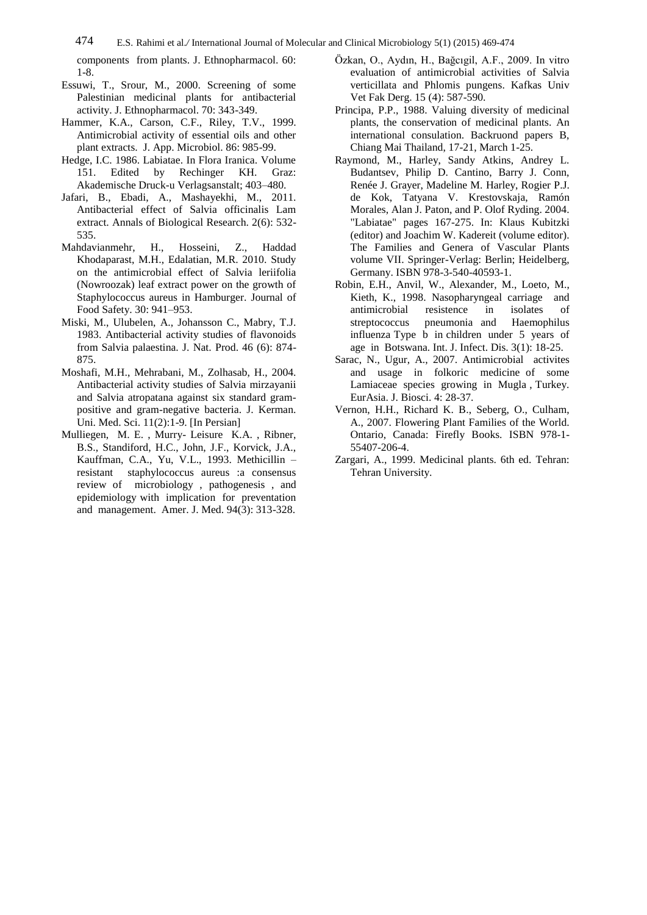components from plants. J. Ethnopharmacol. 60: 1-8.

Essuwi, T., Srour, M., 2000. Screening of some Palestinian medicinal plants for antibacterial activity. J. Ethnopharmacol. 70: 343-349.

Hammer, K.A., Carson, C.F., Riley, T.V., 1999. Antimicrobial activity of essential oils and other plant extracts. J. App. Microbiol. 86: 985-99.

Hedge, I.C. 1986. Labiatae. In Flora Iranica. Volume 151. Edited by Rechinger KH. Graz: Akademische Druck-u Verlagsanstalt; 403–480.

Jafari, B., Ebadi, A., Mashayekhi, M., 2011. Antibacterial effect of Salvia officinalis Lam extract. Annals of Biological Research. 2(6): 532-535.

Mahdavianmehr, H., Hosseini, Z., Haddad Khodaparast, M.H., Edalatian, M.R. 2010. Study on the antimicrobial effect of Salvia leriifolia (Nowroozak) leaf extract power on the growth of Staphylococcus aureus in Hamburger. Journal of Food Safety. 30: 941–953.

Miski, M., Ulubelen, A., Johansson C., Mabry, T.J. 1983. Antibacterial activity studies of flavonoids from Salvia palaestina. J. Nat. Prod. 46 (6): 874-875.

Moshafi, M.H., Mehrabani, M., Zolhasab, H., 2004. Antibacterial activity studies of Salvia mirzayanii and Salvia atropatana against six standard gram-positive and gram-negative bacteria. J. Kerman. Uni. Med. Sci. 11(2):1-9. [In Persian]

Mulliegen, M. E. , Murry- Leisure K.A. , Ribner, B.S., Standiford, H.C., John, J.F., Korvick, J.A., Kauffman, C.A., Yu, V.L., 1993. Methicillin – resistant staphylococcus aureus :a consensus review of microbiology , pathogenesis , and epidemiology with implication for preventation and management. Amer. J. Med. 94(3): 313-328.

Özkan, O., Aydın, H., Bağcıgil, A.F., 2009. In vitro evaluation of antimicrobial activities of Salvia verticillata and Phlomis pungens. Kafkas Univ Vet Fak Derg. 15 (4): 587-590.

Principa, P.P., 1988. Valuing diversity of medicinal plants, the conservation of medicinal plants. An international consulation. Backruond papers B, Chiang Mai Thailand, 17-21, March 1-25.

Raymond, M., Harley, Sandy Atkins, Andrey L. Budantsev, Philip D. Cantino, Barry J. Conn, Renée J. Grayer, Madeline M. Harley, Rogier P.J. de Kok, Tatyana V. Krestovskaja, Ramón Morales, Alan J. Paton, and P. Olof Ryding. 2004. "Labiatae" pages 167-275. In: Klaus Kubitzki (editor) and Joachim W. Kadereit (volume editor). The Families and Genera of Vascular Plants volume VII. Springer-Verlag: Berlin; Heidelberg, Germany. ISBN 978-3-540-40593-1.

Robin, E.H., Anvil, W., Alexander, M., Loeto, M., Kieth, K., 1998. Nasopharyngeal carriage and antimicrobial resistence in isolates of streptococcus pneumonia and Haemophilus influenza Type b in children under 5 years of age in Botswana. Int. J. Infect. Dis. 3(1): 18-25.

Sarac, N., Ugur, A., 2007. Antimicrobial activites and usage in folkoric medicine of some Lamiaceae species growing in Mugla , Turkey. EurAsia. J. Biosci. 4: 28-37.

Vernon, H.H., Richard K. B., Seberg, O., Culham, A., 2007. Flowering Plant Families of the World. Ontario, Canada: Firefly Books. ISBN 978-1-55407-206-4.

Zargari, A., 1999. Medicinal plants. 6th ed. Tehran: Tehran University.